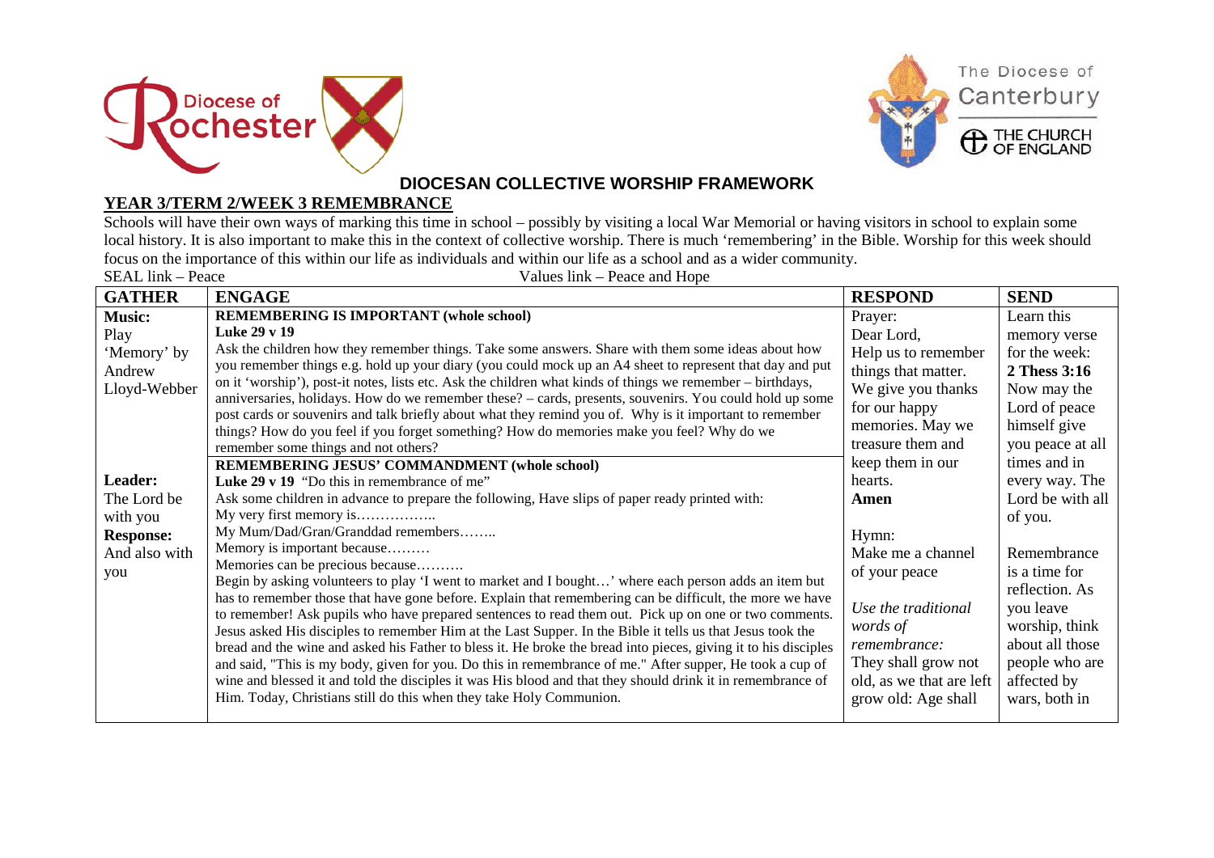## DIOCESAN COLLECTIVE WORSHIP FRAMEWORK

### YEAR 3/TERM 2/WEEK 3 REMEMBRANCE

Schools will have their own ways of marking this time in school – possibly by visiting a local War Memorial or having visitors in school to explain some local history. It is also important to make this in the context of collective worship. There is much 'remembering' in the Bible. Worship for this week should focus on the importance of this within our life as individuals and within our life as a school and as a wider community.

SEAL link – Peace Values link – Peace and Hope

| GATHER | ENGAGE | RESPOND | SEND |
|---|---|---|---|
| **Music:**<br>Play 'Memory' by Andrew Lloyd-Webber<br><br>**Leader:**<br>The Lord be with you<br>**Response:**<br>And also with you | **REMEMBERING IS IMPORTANT (whole school)**<br>**Luke 29 v 19**<br>Ask the children how they remember things. Take some answers. Share with them some ideas about how you remember things e.g. hold up your diary (you could mock up an A4 sheet to represent that day and put on it 'worship'), post-it notes, lists etc. Ask the children what kinds of things we remember – birthdays, anniversaries, holidays. How do we remember these? – cards, presents, souvenirs. You could hold up some post cards or souvenirs and talk briefly about what they remind you of. Why is it important to remember things? How do you feel if you forget something? How do memories make you feel? Why do we remember some things and not others?<br>**REMEMBERING JESUS' COMMANDMENT (whole school)**<br>**Luke 29 v 19** "Do this in remembrance of me"<br>Ask some children in advance to prepare the following, Have slips of paper ready printed with:<br>My very first memory is……………..<br>My Mum/Dad/Gran/Granddad remembers……..<br>Memory is important because………<br>Memories can be precious because……….<br>Begin by asking volunteers to play 'I went to market and I bought…' where each person adds an item but has to remember those that have gone before. Explain that remembering can be difficult, the more we have to remember! Ask pupils who have prepared sentences to read them out. Pick up on one or two comments. Jesus asked His disciples to remember Him at the Last Supper. In the Bible it tells us that Jesus took the bread and the wine and asked his Father to bless it. He broke the bread into pieces, giving it to his disciples and said, "This is my body, given for you. Do this in remembrance of me." After supper, He took a cup of wine and blessed it and told the disciples it was His blood and that they should drink it in remembrance of Him. Today, Christians still do this when they take Holy Communion. | Prayer:<br>Dear Lord,<br>Help us to remember things that matter. We give you thanks for our happy memories. May we treasure them and keep them in our hearts.<br>**Amen**<br><br>Hymn:<br>Make me a channel of your peace<br><br>*Use the traditional words of remembrance:*<br>They shall grow not old, as we that are left grow old: Age shall | Learn this memory verse for the week:<br>**2 Thess 3:16**<br>Now may the Lord of peace himself give you peace at all times and in every way. The Lord be with all of you.<br><br>Remembrance is a time for reflection. As you leave worship, think about all those people who are affected by wars, both in |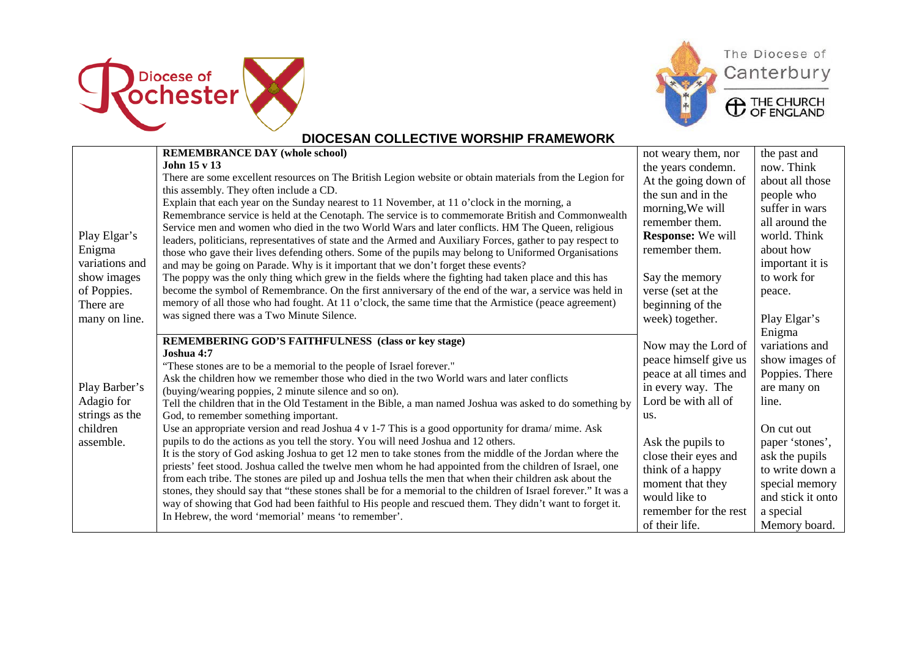## DIOCESAN COLLECTIVE WORSHIP FRAMEWORK

| | | | |
|---|---|---|---|
| Play Elgar's Enigma variations and show images of Poppies. There are many on line. | **REMEMBRANCE DAY (whole school)** **John 15 v 13** There are some excellent resources on The British Legion website or obtain materials from the Legion for this assembly. They often include a CD. Explain that each year on the Sunday nearest to 11 November, at 11 o'clock in the morning, a Remembrance service is held at the Cenotaph. The service is to commemorate British and Commonwealth Service men and women who died in the two World Wars and later conflicts. HM The Queen, religious leaders, politicians, representatives of state and the Armed and Auxiliary Forces, gather to pay respect to those who gave their lives defending others. Some of the pupils may belong to Uniformed Organisations and may be going on Parade. Why is it important that we don't forget these events? The poppy was the only thing which grew in the fields where the fighting had taken place and this has become the symbol of Remembrance. On the first anniversary of the end of the war, a service was held in memory of all those who had fought. At 11 o'clock, the same time that the Armistice (peace agreement) was signed there was a Two Minute Silence. | not weary them, nor the years condemn. At the going down of the sun and in the morning,We will remember them. **Response:** We will remember them. Say the memory verse (set at the beginning of the week) together. | the past and now. Think about all those people who suffer in wars all around the world. Think about how important it is to work for peace. Play Elgar's Enigma variations and show images of Poppies. There are many on line. |
| Play Barber's Adagio for strings as the children assemble. | **REMEMBERING GOD'S FAITHFULNESS (class or key stage)** **Joshua 4:7** "These stones are to be a memorial to the people of Israel forever." Ask the children how we remember those who died in the two World wars and later conflicts (buying/wearing poppies, 2 minute silence and so on). Tell the children that in the Old Testament in the Bible, a man named Joshua was asked to do something by God, to remember something important. Use an appropriate version and read Joshua 4 v 1-7 This is a good opportunity for drama/ mime. Ask pupils to do the actions as you tell the story. You will need Joshua and 12 others. It is the story of God asking Joshua to get 12 men to take stones from the middle of the Jordan where the priests' feet stood. Joshua called the twelve men whom he had appointed from the children of Israel, one from each tribe. The stones are piled up and Joshua tells the men that when their children ask about the stones, they should say that "these stones shall be for a memorial to the children of Israel forever." It was a way of showing that God had been faithful to His people and rescued them. They didn't want to forget it. In Hebrew, the word 'memorial' means 'to remember'. | Now may the Lord of peace himself give us peace at all times and in every way. The Lord be with all of us. Ask the pupils to close their eyes and think of a happy moment that they would like to remember for the rest of their life. | On cut out paper 'stones', ask the pupils to write down a special memory and stick it onto a special Memory board. |